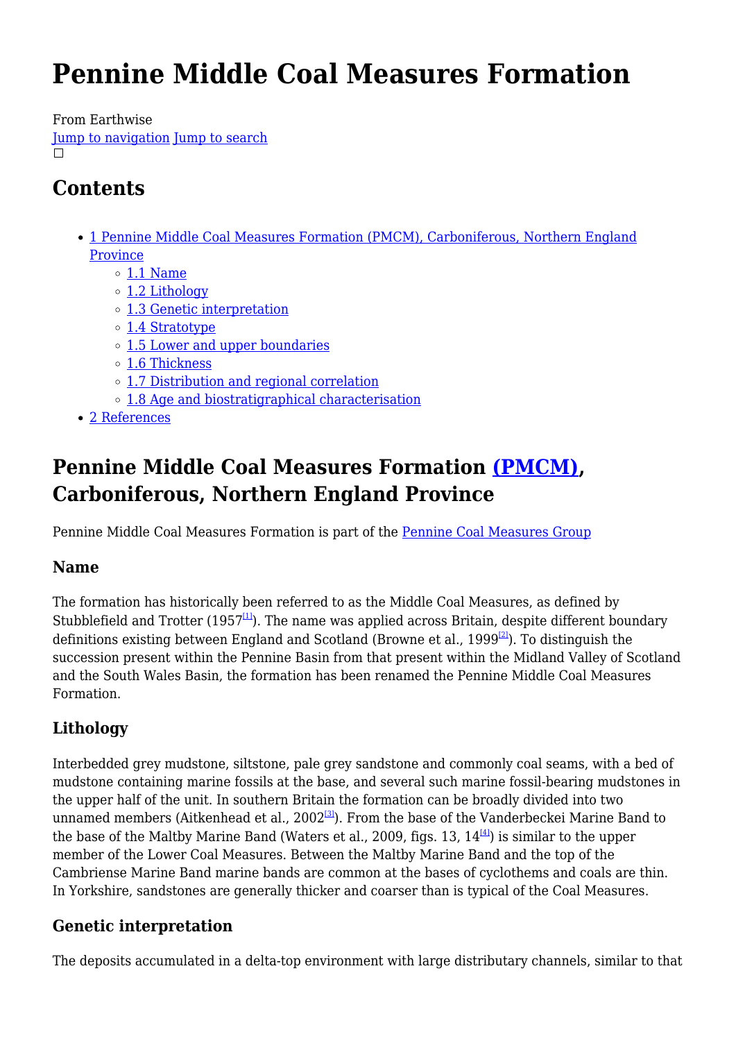# Pennine Middle Coal Measures Formation

From Earthwise

Jump to navigation Jump to search

## Contents

- 1 Pennine Middle Coal Measures Formation (PMCM), Carboniferous, Northern England Province
  - 1.1 Name
  - 1.2 Lithology
  - 1.3 Genetic interpretation
  - 1.4 Stratotype
  - 1.5 Lower and upper boundaries
  - 1.6 Thickness
  - 1.7 Distribution and regional correlation
  - 1.8 Age and biostratigraphical characterisation
- 2 References

## Pennine Middle Coal Measures Formation (PMCM), Carboniferous, Northern England Province

Pennine Middle Coal Measures Formation is part of the Pennine Coal Measures Group

### Name

The formation has historically been referred to as the Middle Coal Measures, as defined by Stubblefield and Trotter (1957[1]). The name was applied across Britain, despite different boundary definitions existing between England and Scotland (Browne et al., 1999[2]). To distinguish the succession present within the Pennine Basin from that present within the Midland Valley of Scotland and the South Wales Basin, the formation has been renamed the Pennine Middle Coal Measures Formation.

### Lithology

Interbedded grey mudstone, siltstone, pale grey sandstone and commonly coal seams, with a bed of mudstone containing marine fossils at the base, and several such marine fossil-bearing mudstones in the upper half of the unit. In southern Britain the formation can be broadly divided into two unnamed members (Aitkenhead et al., 2002[3]). From the base of the Vanderbeckei Marine Band to the base of the Maltby Marine Band (Waters et al., 2009, figs. 13, 14[4]) is similar to the upper member of the Lower Coal Measures. Between the Maltby Marine Band and the top of the Cambriense Marine Band marine bands are common at the bases of cyclothems and coals are thin. In Yorkshire, sandstones are generally thicker and coarser than is typical of the Coal Measures.

### Genetic interpretation

The deposits accumulated in a delta-top environment with large distributary channels, similar to that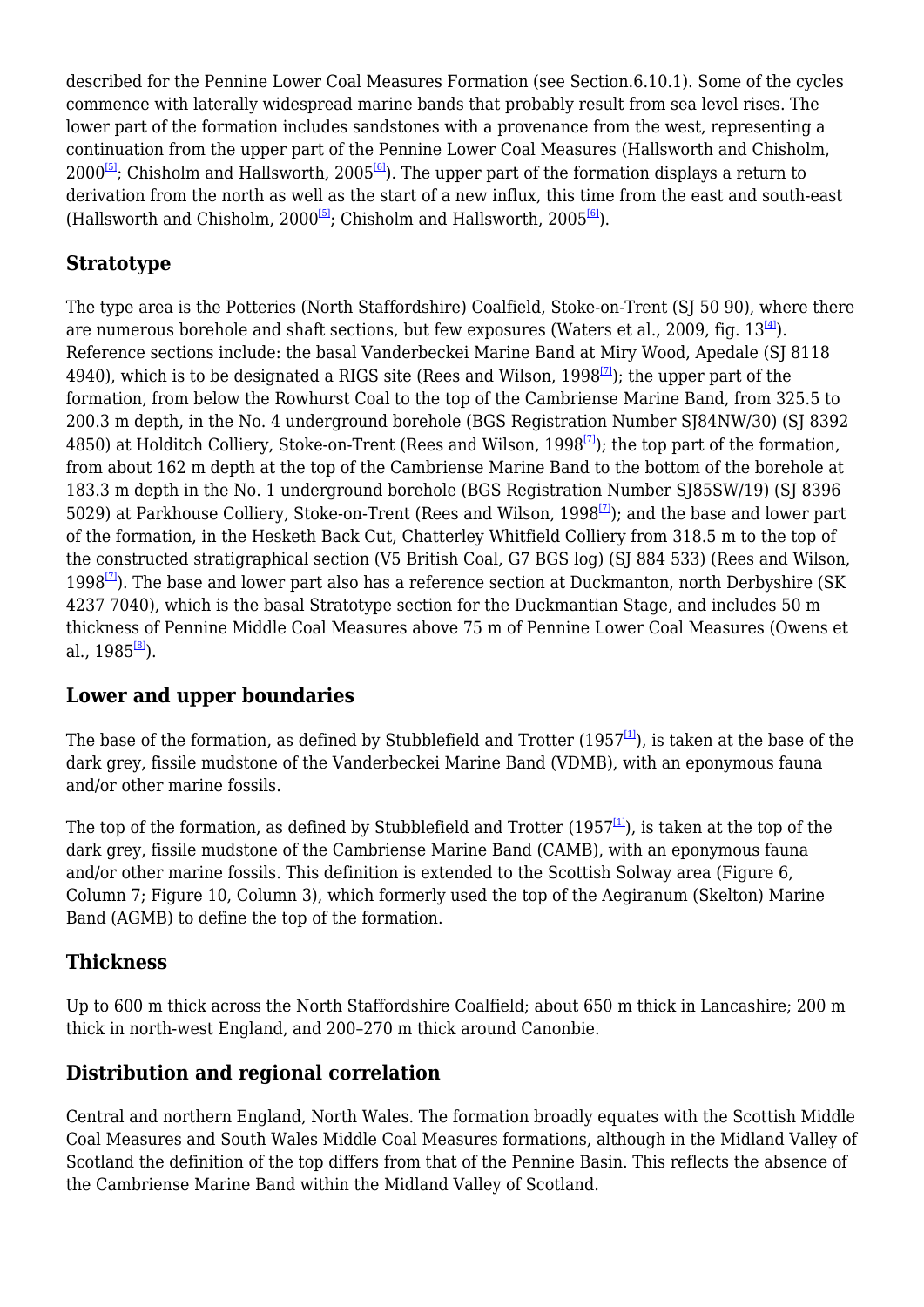described for the Pennine Lower Coal Measures Formation (see Section.6.10.1). Some of the cycles commence with laterally widespread marine bands that probably result from sea level rises. The lower part of the formation includes sandstones with a provenance from the west, representing a continuation from the upper part of the Pennine Lower Coal Measures (Hallsworth and Chisholm, 2000[5]; Chisholm and Hallsworth, 2005[6]). The upper part of the formation displays a return to derivation from the north as well as the start of a new influx, this time from the east and south-east (Hallsworth and Chisholm, 2000[5]; Chisholm and Hallsworth, 2005[6]).

## Stratotype

The type area is the Potteries (North Staffordshire) Coalfield, Stoke-on-Trent (SJ 50 90), where there are numerous borehole and shaft sections, but few exposures (Waters et al., 2009, fig. 13[4]). Reference sections include: the basal Vanderbeckei Marine Band at Miry Wood, Apedale (SJ 8118 4940), which is to be designated a RIGS site (Rees and Wilson, 1998[7]); the upper part of the formation, from below the Rowhurst Coal to the top of the Cambriense Marine Band, from 325.5 to 200.3 m depth, in the No. 4 underground borehole (BGS Registration Number SJ84NW/30) (SJ 8392 4850) at Holditch Colliery, Stoke-on-Trent (Rees and Wilson, 1998[7]); the top part of the formation, from about 162 m depth at the top of the Cambriense Marine Band to the bottom of the borehole at 183.3 m depth in the No. 1 underground borehole (BGS Registration Number SJ85SW/19) (SJ 8396 5029) at Parkhouse Colliery, Stoke-on-Trent (Rees and Wilson, 1998[7]); and the base and lower part of the formation, in the Hesketh Back Cut, Chatterley Whitfield Colliery from 318.5 m to the top of the constructed stratigraphical section (V5 British Coal, G7 BGS log) (SJ 884 533) (Rees and Wilson, 1998[7]). The base and lower part also has a reference section at Duckmanton, north Derbyshire (SK 4237 7040), which is the basal Stratotype section for the Duckmantian Stage, and includes 50 m thickness of Pennine Middle Coal Measures above 75 m of Pennine Lower Coal Measures (Owens et al., 1985[8]).

## Lower and upper boundaries

The base of the formation, as defined by Stubblefield and Trotter (1957[1]), is taken at the base of the dark grey, fissile mudstone of the Vanderbeckei Marine Band (VDMB), with an eponymous fauna and/or other marine fossils.

The top of the formation, as defined by Stubblefield and Trotter (1957[1]), is taken at the top of the dark grey, fissile mudstone of the Cambriense Marine Band (CAMB), with an eponymous fauna and/or other marine fossils. This definition is extended to the Scottish Solway area (Figure 6, Column 7; Figure 10, Column 3), which formerly used the top of the Aegiranum (Skelton) Marine Band (AGMB) to define the top of the formation.

## Thickness

Up to 600 m thick across the North Staffordshire Coalfield; about 650 m thick in Lancashire; 200 m thick in north-west England, and 200–270 m thick around Canonbie.

## Distribution and regional correlation

Central and northern England, North Wales. The formation broadly equates with the Scottish Middle Coal Measures and South Wales Middle Coal Measures formations, although in the Midland Valley of Scotland the definition of the top differs from that of the Pennine Basin. This reflects the absence of the Cambriense Marine Band within the Midland Valley of Scotland.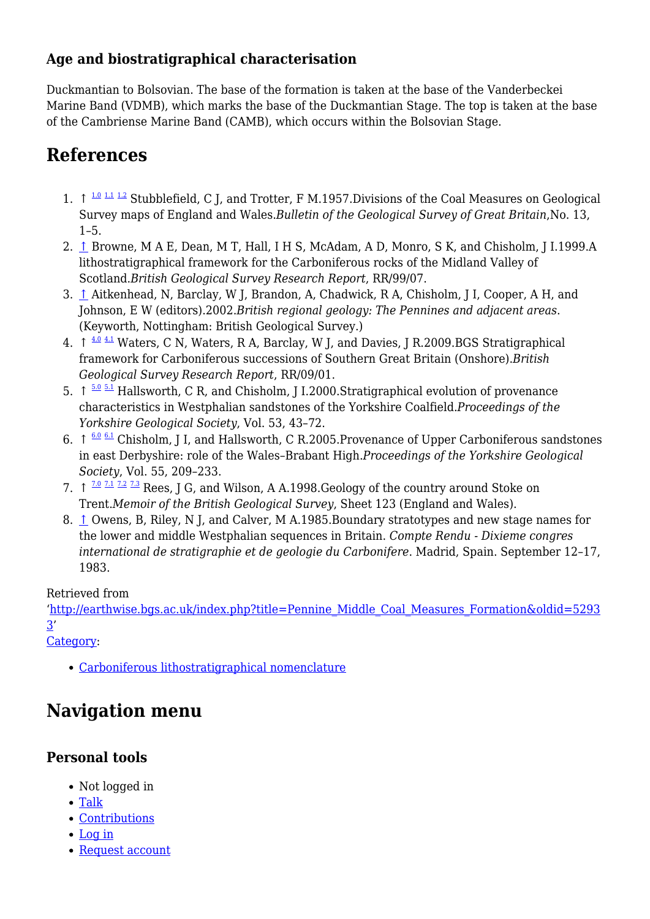### Age and biostratigraphical characterisation

Duckmantian to Bolsovian. The base of the formation is taken at the base of the Vanderbeckei Marine Band (VDMB), which marks the base of the Duckmantian Stage. The top is taken at the base of the Cambriense Marine Band (CAMB), which occurs within the Bolsovian Stage.

## References

1. ↑ 1.0 1.1 1.2 Stubblefield, C J, and Trotter, F M.1957.Divisions of the Coal Measures on Geological Survey maps of England and Wales.*Bulletin of the Geological Survey of Great Britain*,No. 13, 1–5.
2. ↑ Browne, M A E, Dean, M T, Hall, I H S, McAdam, A D, Monro, S K, and Chisholm, J I.1999.A lithostratigraphical framework for the Carboniferous rocks of the Midland Valley of Scotland.*British Geological Survey Research Report*, RR/99/07.
3. ↑ Aitkenhead, N, Barclay, W J, Brandon, A, Chadwick, R A, Chisholm, J I, Cooper, A H, and Johnson, E W (editors).2002.*British regional geology: The Pennines and adjacent areas*. (Keyworth, Nottingham: British Geological Survey.)
4. ↑ 4.0 4.1 Waters, C N, Waters, R A, Barclay, W J, and Davies, J R.2009.BGS Stratigraphical framework for Carboniferous successions of Southern Great Britain (Onshore).*British Geological Survey Research Report*, RR/09/01.
5. ↑ 5.0 5.1 Hallsworth, C R, and Chisholm, J I.2000.Stratigraphical evolution of provenance characteristics in Westphalian sandstones of the Yorkshire Coalfield.*Proceedings of the Yorkshire Geological Society*, Vol. 53, 43–72.
6. ↑ 6.0 6.1 Chisholm, J I, and Hallsworth, C R.2005.Provenance of Upper Carboniferous sandstones in east Derbyshire: role of the Wales–Brabant High.*Proceedings of the Yorkshire Geological Society*, Vol. 55, 209–233.
7. ↑ 7.0 7.1 7.2 7.3 Rees, J G, and Wilson, A A.1998.Geology of the country around Stoke on Trent.*Memoir of the British Geological Survey*, Sheet 123 (England and Wales).
8. ↑ Owens, B, Riley, N J, and Calver, M A.1985.Boundary stratotypes and new stage names for the lower and middle Westphalian sequences in Britain. *Compte Rendu - Dixieme congres international de stratigraphie et de geologie du Carbonifere*. Madrid, Spain. September 12–17, 1983.

Retrieved from 'http://earthwise.bgs.ac.uk/index.php?title=Pennine_Middle_Coal_Measures_Formation&oldid=52933'

Category:

- Carboniferous lithostratigraphical nomenclature

## Navigation menu

### Personal tools

- Not logged in
- Talk
- Contributions
- Log in
- Request account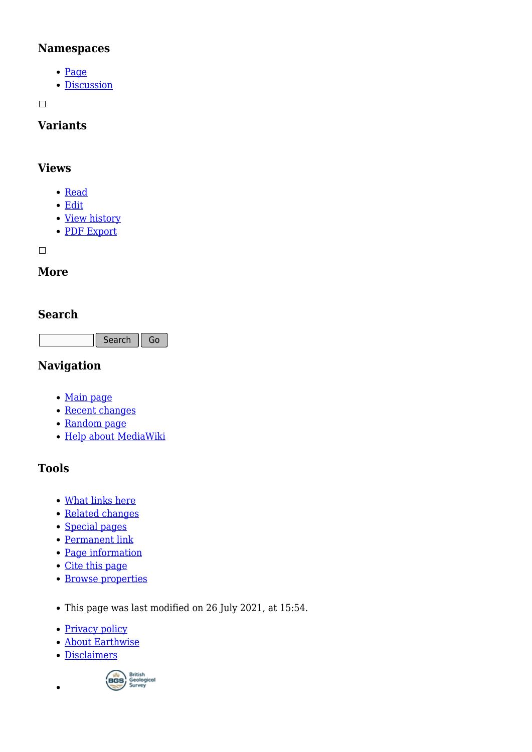## Namespaces

- Page
- Discussion

## Variants

## Views

- Read
- Edit
- View history
- PDF Export

## More

## Search

Search Go

## Navigation

- Main page
- Recent changes
- Random page
- Help about MediaWiki

## Tools

- What links here
- Related changes
- Special pages
- Permanent link
- Page information
- Cite this page
- Browse properties

- This page was last modified on 26 July 2021, at 15:54.

- Privacy policy
- About Earthwise
- Disclaimers
-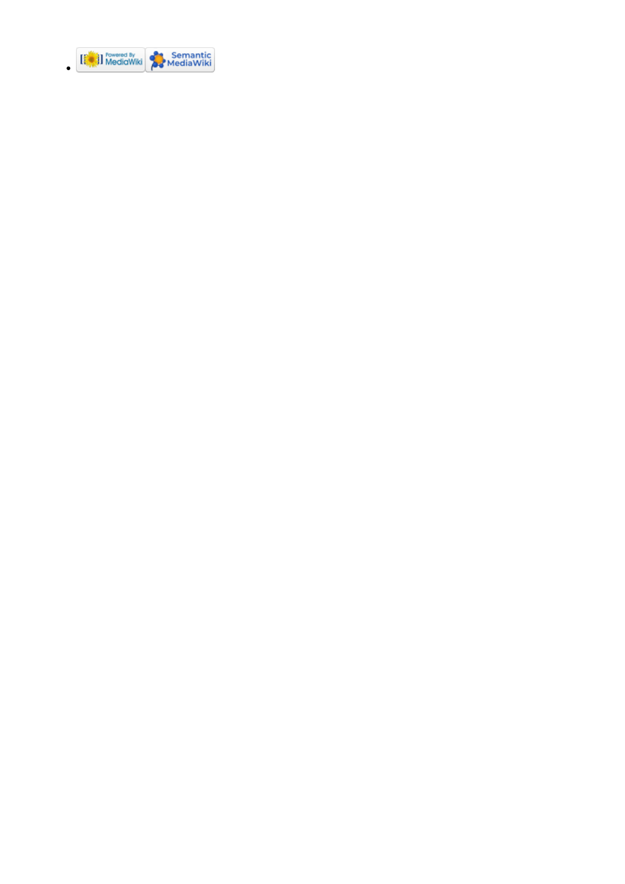- Powered By MediaWiki Semantic MediaWiki